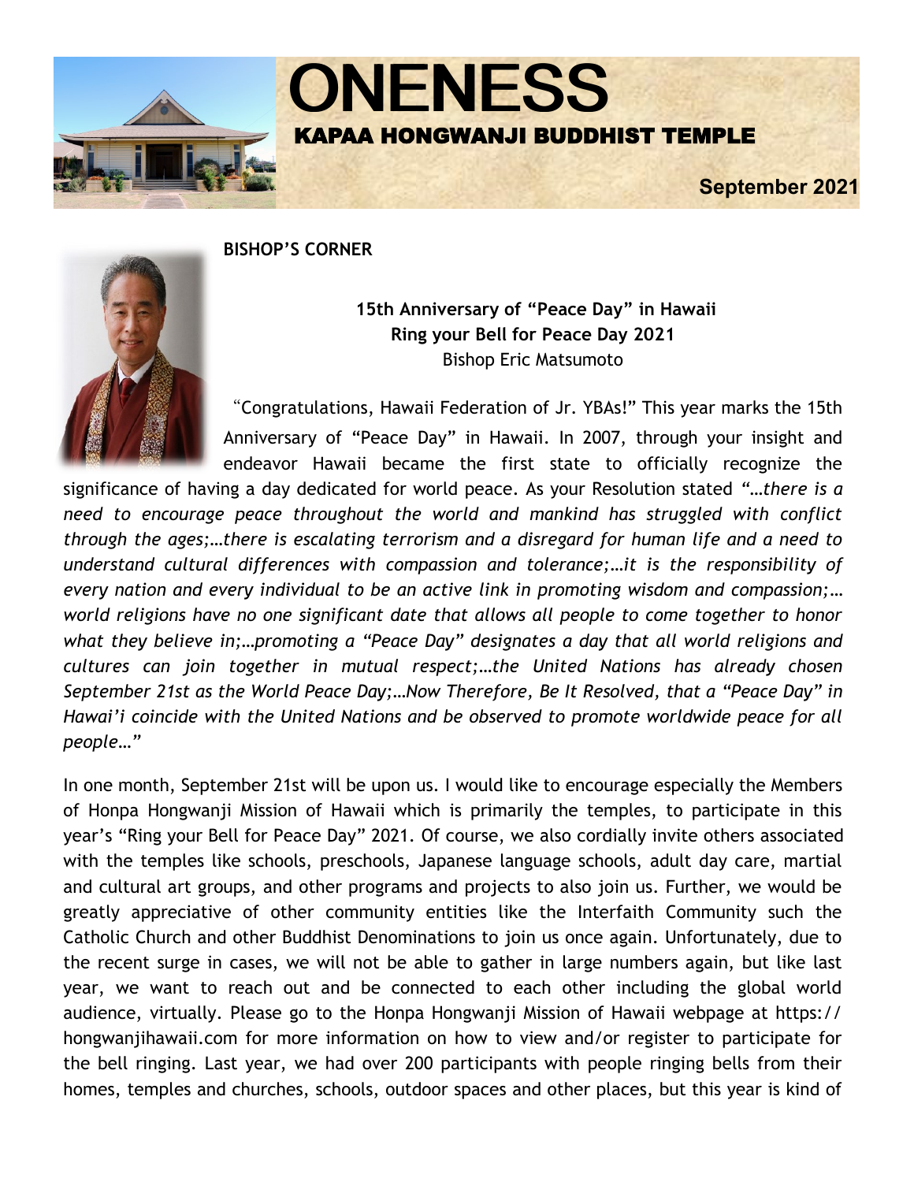# ONENESS

## KAPAA HONGWANJI BUDDHIST TEMPLE

**September 2021**

**BISHOP'S CORNER**

**15th Anniversary of "Peace Day" in Hawaii**
**Ring your Bell for Peace Day 2021**
Bishop Eric Matsumoto

"Congratulations, Hawaii Federation of Jr. YBAs!" This year marks the 15th Anniversary of "Peace Day" in Hawaii. In 2007, through your insight and endeavor Hawaii became the first state to officially recognize the significance of having a day dedicated for world peace. As your Resolution stated "*…there is a need to encourage peace throughout the world and mankind has struggled with conflict through the ages;…there is escalating terrorism and a disregard for human life and a need to understand cultural differences with compassion and tolerance;…it is the responsibility of every nation and every individual to be an active link in promoting wisdom and compassion;… world religions have no one significant date that allows all people to come together to honor what they believe in;…promoting a "Peace Day" designates a day that all world religions and cultures can join together in mutual respect;…the United Nations has already chosen September 21st as the World Peace Day;…Now Therefore, Be It Resolved, that a "Peace Day" in Hawai'i coincide with the United Nations and be observed to promote worldwide peace for all people…*"

In one month, September 21st will be upon us. I would like to encourage especially the Members of Honpa Hongwanji Mission of Hawaii which is primarily the temples, to participate in this year's "Ring your Bell for Peace Day" 2021. Of course, we also cordially invite others associated with the temples like schools, preschools, Japanese language schools, adult day care, martial and cultural art groups, and other programs and projects to also join us. Further, we would be greatly appreciative of other community entities like the Interfaith Community such the Catholic Church and other Buddhist Denominations to join us once again. Unfortunately, due to the recent surge in cases, we will not be able to gather in large numbers again, but like last year, we want to reach out and be connected to each other including the global world audience, virtually. Please go to the Honpa Hongwanji Mission of Hawaii webpage at https://hongwanjihawaii.com for more information on how to view and/or register to participate for the bell ringing. Last year, we had over 200 participants with people ringing bells from their homes, temples and churches, schools, outdoor spaces and other places, but this year is kind of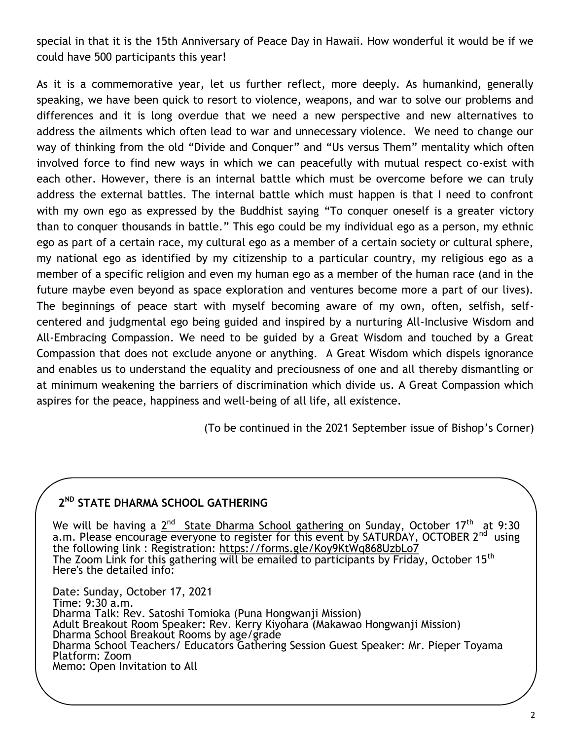special in that it is the 15th Anniversary of Peace Day in Hawaii. How wonderful it would be if we could have 500 participants this year!

As it is a commemorative year, let us further reflect, more deeply. As humankind, generally speaking, we have been quick to resort to violence, weapons, and war to solve our problems and differences and it is long overdue that we need a new perspective and new alternatives to address the ailments which often lead to war and unnecessary violence. We need to change our way of thinking from the old "Divide and Conquer" and "Us versus Them" mentality which often involved force to find new ways in which we can peacefully with mutual respect co-exist with each other. However, there is an internal battle which must be overcome before we can truly address the external battles. The internal battle which must happen is that I need to confront with my own ego as expressed by the Buddhist saying "To conquer oneself is a greater victory than to conquer thousands in battle." This ego could be my individual ego as a person, my ethnic ego as part of a certain race, my cultural ego as a member of a certain society or cultural sphere, my national ego as identified by my citizenship to a particular country, my religious ego as a member of a specific religion and even my human ego as a member of the human race (and in the future maybe even beyond as space exploration and ventures become more a part of our lives). The beginnings of peace start with myself becoming aware of my own, often, selfish, self-centered and judgmental ego being guided and inspired by a nurturing All-Inclusive Wisdom and All-Embracing Compassion. We need to be guided by a Great Wisdom and touched by a Great Compassion that does not exclude anyone or anything. A Great Wisdom which dispels ignorance and enables us to understand the equality and preciousness of one and all thereby dismantling or at minimum weakening the barriers of discrimination which divide us. A Great Compassion which aspires for the peace, happiness and well-being of all life, all existence.

(To be continued in the 2021 September issue of Bishop's Corner)

## 2ND STATE DHARMA SCHOOL GATHERING

We will be having a 2nd State Dharma School gathering on Sunday, October 17th at 9:30 a.m. Please encourage everyone to register for this event by SATURDAY, OCTOBER 2nd using the following link : Registration: https://forms.gle/Koy9KtWq868UzbLo7
The Zoom Link for this gathering will be emailed to participants by Friday, October 15th
Here's the detailed info:

Date: Sunday, October 17, 2021
Time: 9:30 a.m.
Dharma Talk: Rev. Satoshi Tomioka (Puna Hongwanji Mission)
Adult Breakout Room Speaker: Rev. Kerry Kiyohara (Makawao Hongwanji Mission)
Dharma School Breakout Rooms by age/grade
Dharma School Teachers/ Educators Gathering Session Guest Speaker: Mr. Pieper Toyama
Platform: Zoom
Memo: Open Invitation to All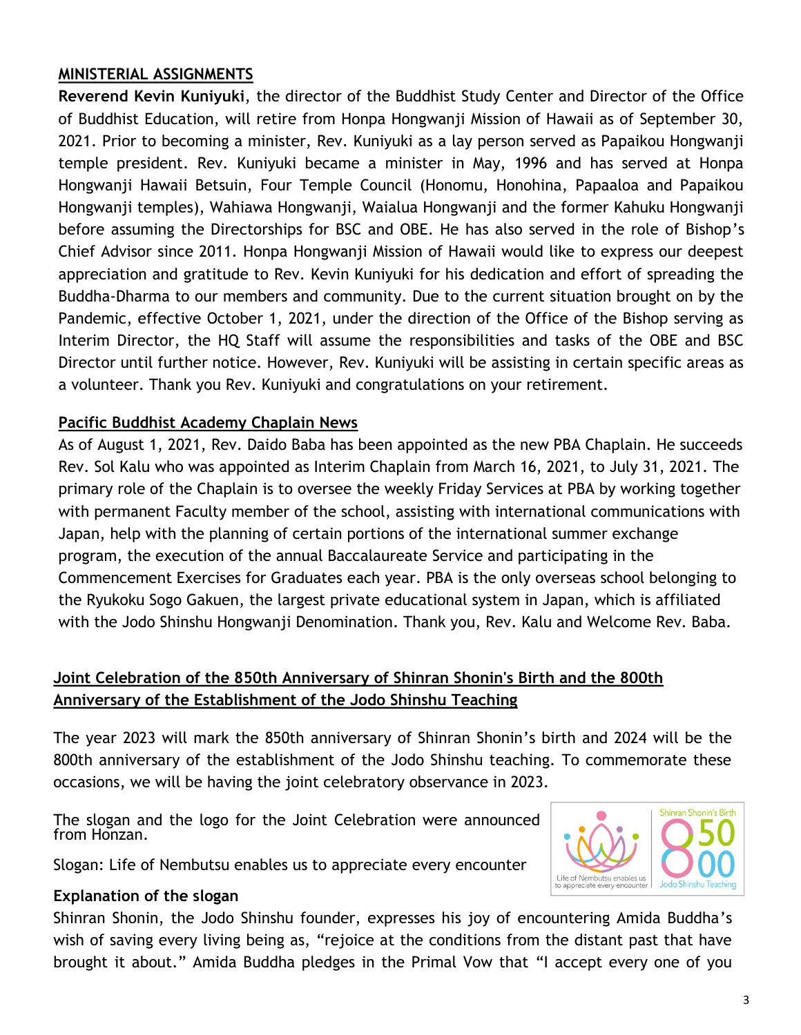## MINISTERIAL ASSIGNMENTS

**Reverend Kevin Kuniyuki**, the director of the Buddhist Study Center and Director of the Office of Buddhist Education, will retire from Honpa Hongwanji Mission of Hawaii as of September 30, 2021. Prior to becoming a minister, Rev. Kuniyuki as a lay person served as Papaikou Hongwanji temple president. Rev. Kuniyuki became a minister in May, 1996 and has served at Honpa Hongwanji Hawaii Betsuin, Four Temple Council (Honomu, Honohina, Papaaloa and Papaikou Hongwanji temples), Wahiawa Hongwanji, Waialua Hongwanji and the former Kahuku Hongwanji before assuming the Directorships for BSC and OBE. He has also served in the role of Bishop's Chief Advisor since 2011. Honpa Hongwanji Mission of Hawaii would like to express our deepest appreciation and gratitude to Rev. Kevin Kuniyuki for his dedication and effort of spreading the Buddha-Dharma to our members and community. Due to the current situation brought on by the Pandemic, effective October 1, 2021, under the direction of the Office of the Bishop serving as Interim Director, the HQ Staff will assume the responsibilities and tasks of the OBE and BSC Director until further notice. However, Rev. Kuniyuki will be assisting in certain specific areas as a volunteer. Thank you Rev. Kuniyuki and congratulations on your retirement.

## Pacific Buddhist Academy Chaplain News

As of August 1, 2021, Rev. Daido Baba has been appointed as the new PBA Chaplain. He succeeds Rev. Sol Kalu who was appointed as Interim Chaplain from March 16, 2021, to July 31, 2021. The primary role of the Chaplain is to oversee the weekly Friday Services at PBA by working together with permanent Faculty member of the school, assisting with international communications with Japan, help with the planning of certain portions of the international summer exchange program, the execution of the annual Baccalaureate Service and participating in the Commencement Exercises for Graduates each year. PBA is the only overseas school belonging to the Ryukoku Sogo Gakuen, the largest private educational system in Japan, which is affiliated with the Jodo Shinshu Hongwanji Denomination. Thank you, Rev. Kalu and Welcome Rev. Baba.

## Joint Celebration of the 850th Anniversary of Shinran Shonin's Birth and the 800th Anniversary of the Establishment of the Jodo Shinshu Teaching

The year 2023 will mark the 850th anniversary of Shinran Shonin's birth and 2024 will be the 800th anniversary of the establishment of the Jodo Shinshu teaching. To commemorate these occasions, we will be having the joint celebratory observance in 2023.

The slogan and the logo for the Joint Celebration were announced from Honzan.

Slogan: Life of Nembutsu enables us to appreciate every encounter

Life of Nembutsu enables us to appreciate every encounter

Shinran Shonin's Birth 850 800 Jodo Shinshu Teaching

**Explanation of the slogan**

Shinran Shonin, the Jodo Shinshu founder, expresses his joy of encountering Amida Buddha's wish of saving every living being as, "rejoice at the conditions from the distant past that have brought it about." Amida Buddha pledges in the Primal Vow that "I accept every one of you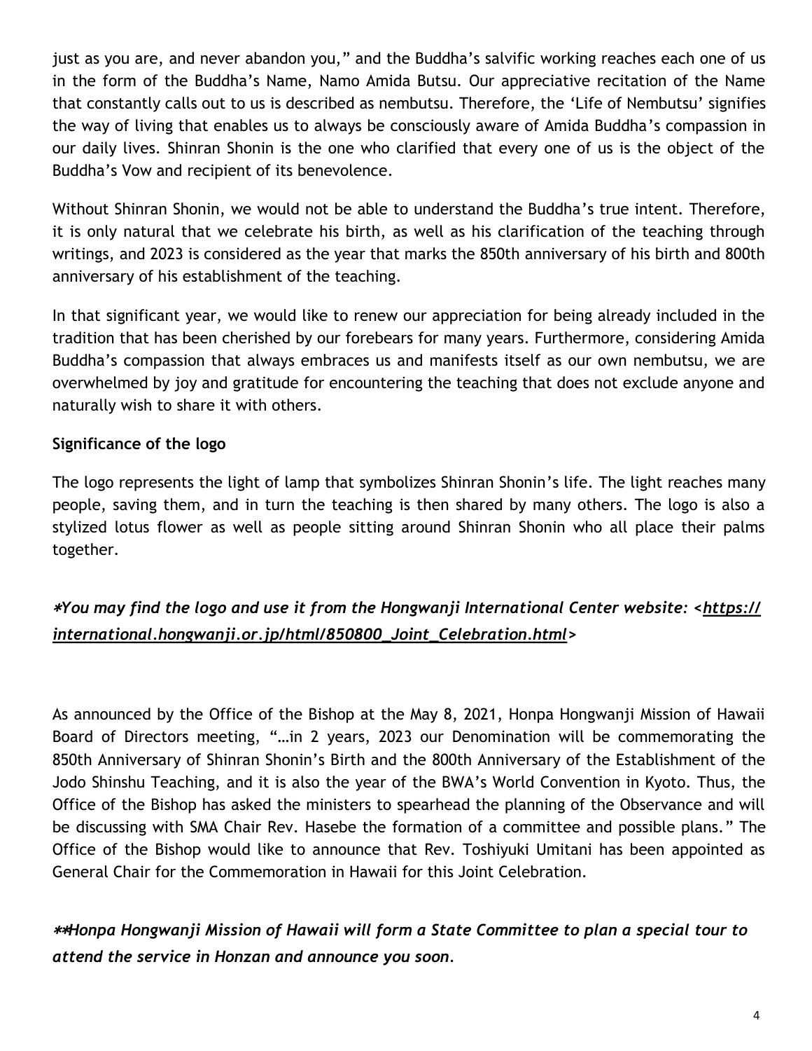just as you are, and never abandon you," and the Buddha's salvific working reaches each one of us in the form of the Buddha's Name, Namo Amida Butsu. Our appreciative recitation of the Name that constantly calls out to us is described as nembutsu. Therefore, the 'Life of Nembutsu' signifies the way of living that enables us to always be consciously aware of Amida Buddha's compassion in our daily lives. Shinran Shonin is the one who clarified that every one of us is the object of the Buddha's Vow and recipient of its benevolence.

Without Shinran Shonin, we would not be able to understand the Buddha's true intent. Therefore, it is only natural that we celebrate his birth, as well as his clarification of the teaching through writings, and 2023 is considered as the year that marks the 850th anniversary of his birth and 800th anniversary of his establishment of the teaching.

In that significant year, we would like to renew our appreciation for being already included in the tradition that has been cherished by our forebears for many years. Furthermore, considering Amida Buddha's compassion that always embraces us and manifests itself as our own nembutsu, we are overwhelmed by joy and gratitude for encountering the teaching that does not exclude anyone and naturally wish to share it with others.

**Significance of the logo**

The logo represents the light of lamp that symbolizes Shinran Shonin's life. The light reaches many people, saving them, and in turn the teaching is then shared by many others. The logo is also a stylized lotus flower as well as people sitting around Shinran Shonin who all place their palms together.

***You may find the logo and use it from the Hongwanji International Center website: <https://international.hongwanji.or.jp/html/850800_Joint_Celebration.html>***

As announced by the Office of the Bishop at the May 8, 2021, Honpa Hongwanji Mission of Hawaii Board of Directors meeting, "…in 2 years, 2023 our Denomination will be commemorating the 850th Anniversary of Shinran Shonin's Birth and the 800th Anniversary of the Establishment of the Jodo Shinshu Teaching, and it is also the year of the BWA's World Convention in Kyoto. Thus, the Office of the Bishop has asked the ministers to spearhead the planning of the Observance and will be discussing with SMA Chair Rev. Hasebe the formation of a committee and possible plans." The Office of the Bishop would like to announce that Rev. Toshiyuki Umitani has been appointed as General Chair for the Commemoration in Hawaii for this Joint Celebration.

***Honpa Hongwanji Mission of Hawaii will form a State Committee to plan a special tour to attend the service in Honzan and announce you soon.***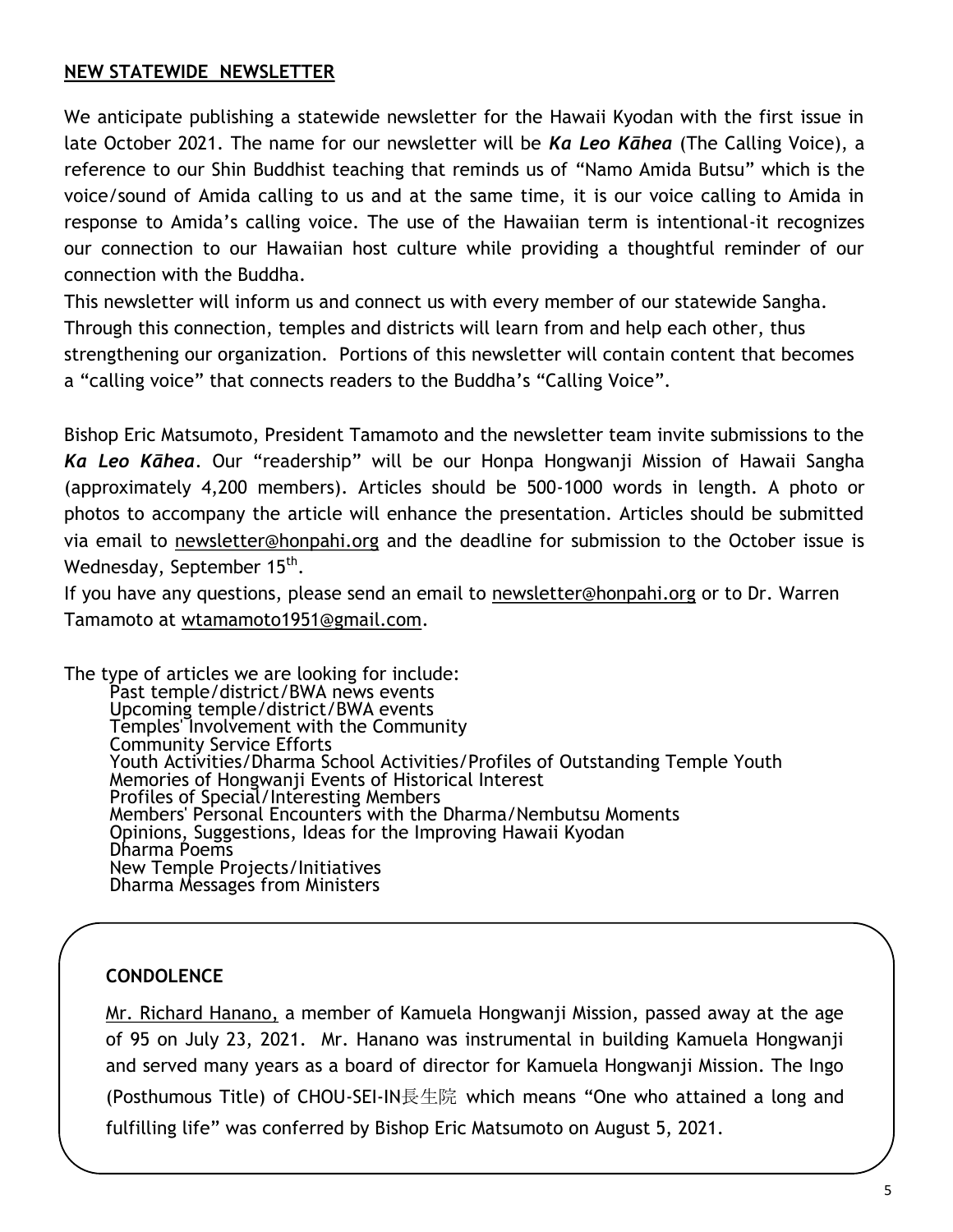## NEW STATEWIDE NEWSLETTER

We anticipate publishing a statewide newsletter for the Hawaii Kyodan with the first issue in late October 2021. The name for our newsletter will be ***Ka Leo Kāhea*** (The Calling Voice), a reference to our Shin Buddhist teaching that reminds us of "Namo Amida Butsu" which is the voice/sound of Amida calling to us and at the same time, it is our voice calling to Amida in response to Amida's calling voice. The use of the Hawaiian term is intentional-it recognizes our connection to our Hawaiian host culture while providing a thoughtful reminder of our connection with the Buddha.

This newsletter will inform us and connect us with every member of our statewide Sangha. Through this connection, temples and districts will learn from and help each other, thus strengthening our organization. Portions of this newsletter will contain content that becomes a "calling voice" that connects readers to the Buddha's "Calling Voice".

Bishop Eric Matsumoto, President Tamamoto and the newsletter team invite submissions to the ***Ka Leo Kāhea***. Our "readership" will be our Honpa Hongwanji Mission of Hawaii Sangha (approximately 4,200 members). Articles should be 500-1000 words in length. A photo or photos to accompany the article will enhance the presentation. Articles should be submitted via email to newsletter@honpahi.org and the deadline for submission to the October issue is Wednesday, September 15th.

If you have any questions, please send an email to newsletter@honpahi.org or to Dr. Warren Tamamoto at wtamamoto1951@gmail.com.

The type of articles we are looking for include:

- Past temple/district/BWA news events
- Upcoming temple/district/BWA events
- Temples' Involvement with the Community
- Community Service Efforts
- Youth Activities/Dharma School Activities/Profiles of Outstanding Temple Youth
- Memories of Hongwanji Events of Historical Interest
- Profiles of Special/Interesting Members
- Members' Personal Encounters with the Dharma/Nembutsu Moments
- Opinions, Suggestions, Ideas for the Improving Hawaii Kyodan
- Dharma Poems
- New Temple Projects/Initiatives
- Dharma Messages from Ministers

### CONDOLENCE

Mr. Richard Hanano, a member of Kamuela Hongwanji Mission, passed away at the age of 95 on July 23, 2021. Mr. Hanano was instrumental in building Kamuela Hongwanji and served many years as a board of director for Kamuela Hongwanji Mission. The Ingo (Posthumous Title) of CHOU-SEI-IN長生院 which means "One who attained a long and fulfilling life" was conferred by Bishop Eric Matsumoto on August 5, 2021.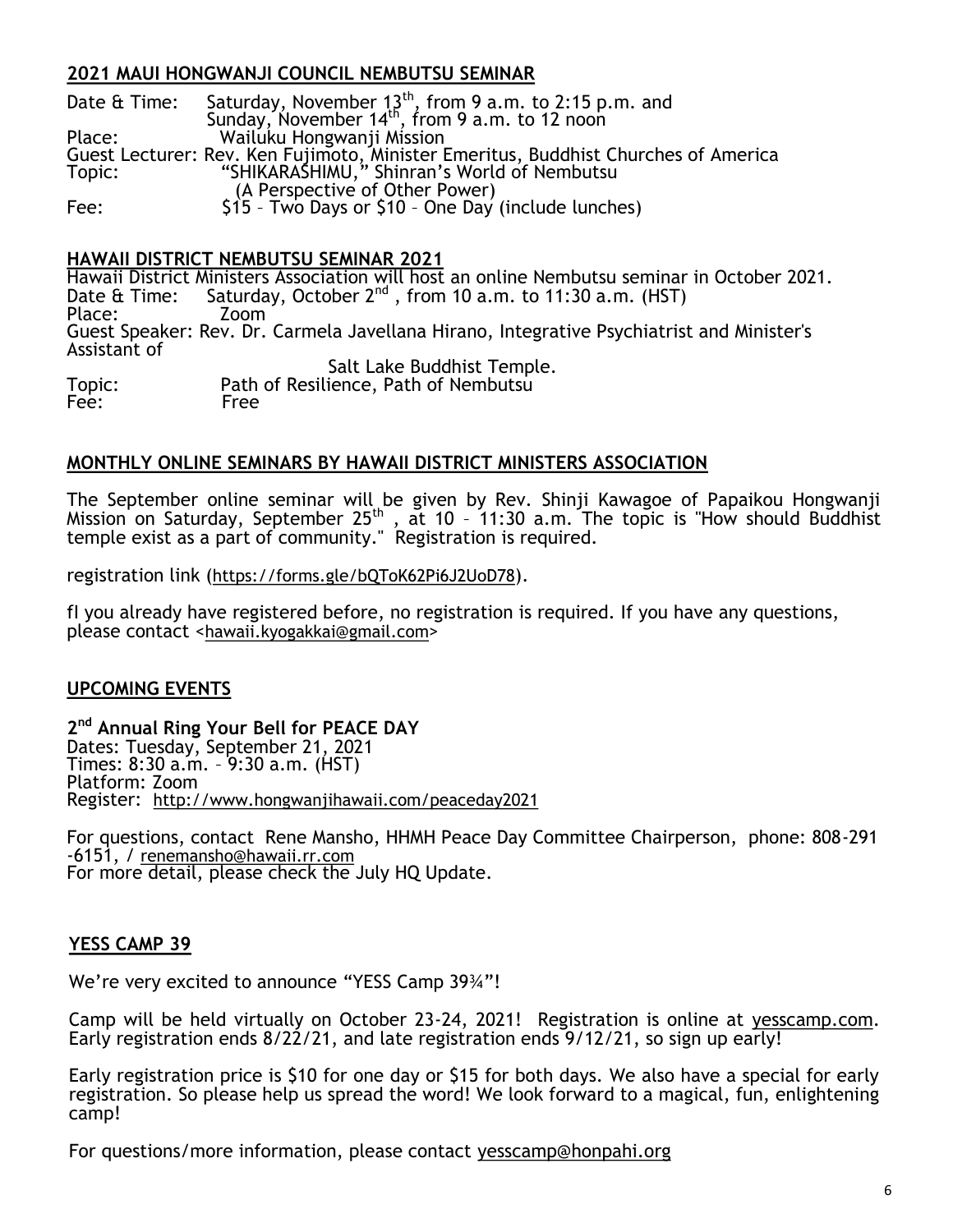## 2021 MAUI HONGWANJI COUNCIL NEMBUTSU SEMINAR

Date & Time: Saturday, November 13th, from 9 a.m. to 2:15 p.m. and
Sunday, November 14th, from 9 a.m. to 12 noon
Place: Wailuku Hongwanji Mission
Guest Lecturer: Rev. Ken Fujimoto, Minister Emeritus, Buddhist Churches of America
Topic: "SHIKARASHIMU," Shinran's World of Nembutsu
(A Perspective of Other Power)
Fee: $15 – Two Days or $10 – One Day (include lunches)

## HAWAII DISTRICT NEMBUTSU SEMINAR 2021

Hawaii District Ministers Association will host an online Nembutsu seminar in October 2021.
Date & Time: Saturday, October 2nd , from 10 a.m. to 11:30 a.m. (HST)
Place: Zoom
Guest Speaker: Rev. Dr. Carmela Javellana Hirano, Integrative Psychiatrist and Minister's Assistant of
Salt Lake Buddhist Temple.
Topic: Path of Resilience, Path of Nembutsu
Fee: Free

## MONTHLY ONLINE SEMINARS BY HAWAII DISTRICT MINISTERS ASSOCIATION

The September online seminar will be given by Rev. Shinji Kawagoe of Papaikou Hongwanji Mission on Saturday, September 25th , at 10 – 11:30 a.m. The topic is "How should Buddhist temple exist as a part of community." Registration is required.

registration link (https://forms.gle/bQToK62Pi6J2UoD78).

fI you already have registered before, no registration is required. If you have any questions, please contact <hawaii.kyogakkai@gmail.com>

## UPCOMING EVENTS

**2nd Annual Ring Your Bell for PEACE DAY**
Dates: Tuesday, September 21, 2021
Times: 8:30 a.m. – 9:30 a.m. (HST)
Platform: Zoom
Register: http://www.hongwanjihawaii.com/peaceday2021

For questions, contact Rene Mansho, HHMH Peace Day Committee Chairperson, phone: 808-291-6151, / renemansho@hawaii.rr.com
For more detail, please check the July HQ Update.

## YESS CAMP 39

We're very excited to announce "YESS Camp 39¾"!

Camp will be held virtually on October 23-24, 2021! Registration is online at yesscamp.com. Early registration ends 8/22/21, and late registration ends 9/12/21, so sign up early!

Early registration price is $10 for one day or $15 for both days. We also have a special for early registration. So please help us spread the word! We look forward to a magical, fun, enlightening camp!

For questions/more information, please contact yesscamp@honpahi.org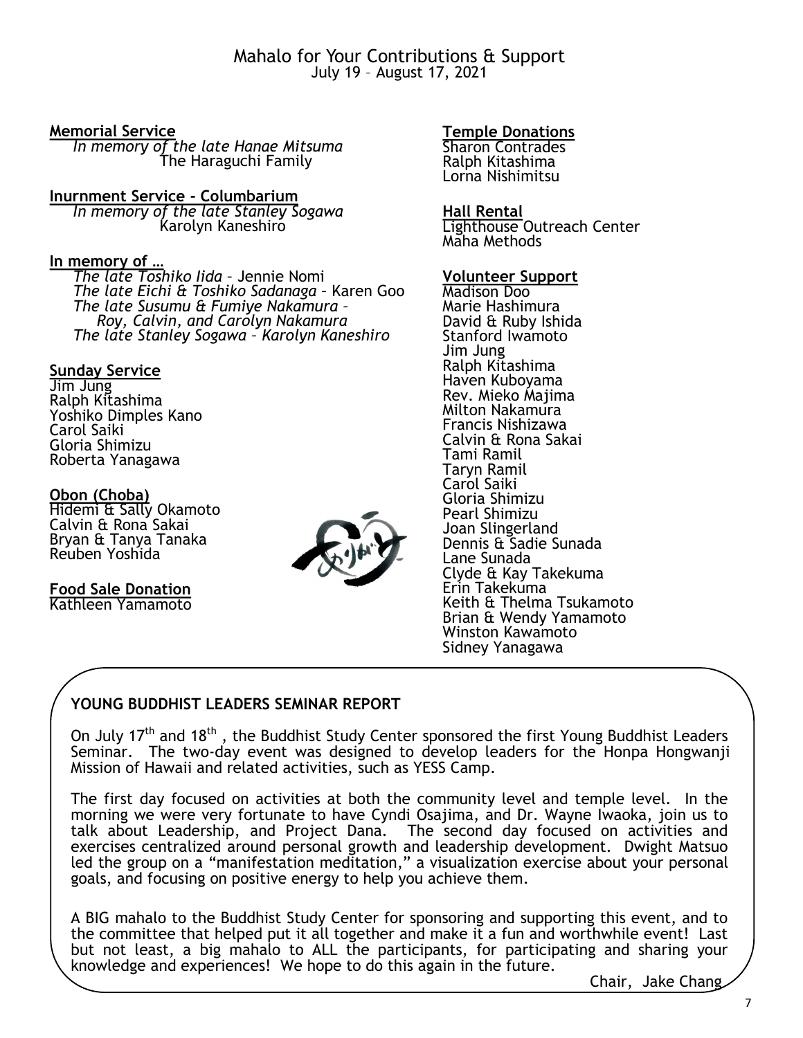# Mahalo for Your Contributions & Support

July 19 – August 17, 2021

**Memorial Service**

*In memory of the late Hanae Mitsuma*
The Haraguchi Family

**Inurnment Service - Columbarium**

*In memory of the late Stanley Sogawa*
Karolyn Kaneshiro

**In memory of …**

*The late Toshiko Iida* – Jennie Nomi
*The late Eichi & Toshiko Sadanaga* – Karen Goo
*The late Susumu & Fumiye Nakamura – Roy, Calvin, and Carolyn Nakamura*
*The late Stanley Sogawa – Karolyn Kaneshiro*

**Sunday Service**

Jim Jung
Ralph Kitashima
Yoshiko Dimples Kano
Carol Saiki
Gloria Shimizu
Roberta Yanagawa

**Obon (Choba)**

Hidemi & Sally Okamoto
Calvin & Rona Sakai
Bryan & Tanya Tanaka
Reuben Yoshida

**Food Sale Donation**

Kathleen Yamamoto

**Temple Donations**

Sharon Contrades
Ralph Kitashima
Lorna Nishimitsu

**Hall Rental**

Lighthouse Outreach Center
Maha Methods

**Volunteer Support**

Madison Doo
Marie Hashimura
David & Ruby Ishida
Stanford Iwamoto
Jim Jung
Ralph Kitashima
Haven Kuboyama
Rev. Mieko Majima
Milton Nakamura
Francis Nishizawa
Calvin & Rona Sakai
Tami Ramil
Taryn Ramil
Carol Saiki
Gloria Shimizu
Pearl Shimizu
Joan Slingerland
Dennis & Sadie Sunada
Lane Sunada
Clyde & Kay Takekuma
Erin Takekuma
Keith & Thelma Tsukamoto
Brian & Wendy Yamamoto
Winston Kawamoto
Sidney Yanagawa

## YOUNG BUDDHIST LEADERS SEMINAR REPORT

On July 17th and 18th , the Buddhist Study Center sponsored the first Young Buddhist Leaders Seminar. The two-day event was designed to develop leaders for the Honpa Hongwanji Mission of Hawaii and related activities, such as YESS Camp.

The first day focused on activities at both the community level and temple level. In the morning we were very fortunate to have Cyndi Osajima, and Dr. Wayne Iwaoka, join us to talk about Leadership, and Project Dana. The second day focused on activities and exercises centralized around personal growth and leadership development. Dwight Matsuo led the group on a "manifestation meditation," a visualization exercise about your personal goals, and focusing on positive energy to help you achieve them.

A BIG mahalo to the Buddhist Study Center for sponsoring and supporting this event, and to the committee that helped put it all together and make it a fun and worthwhile event! Last but not least, a big mahalo to ALL the participants, for participating and sharing your knowledge and experiences! We hope to do this again in the future.

Chair, Jake Chang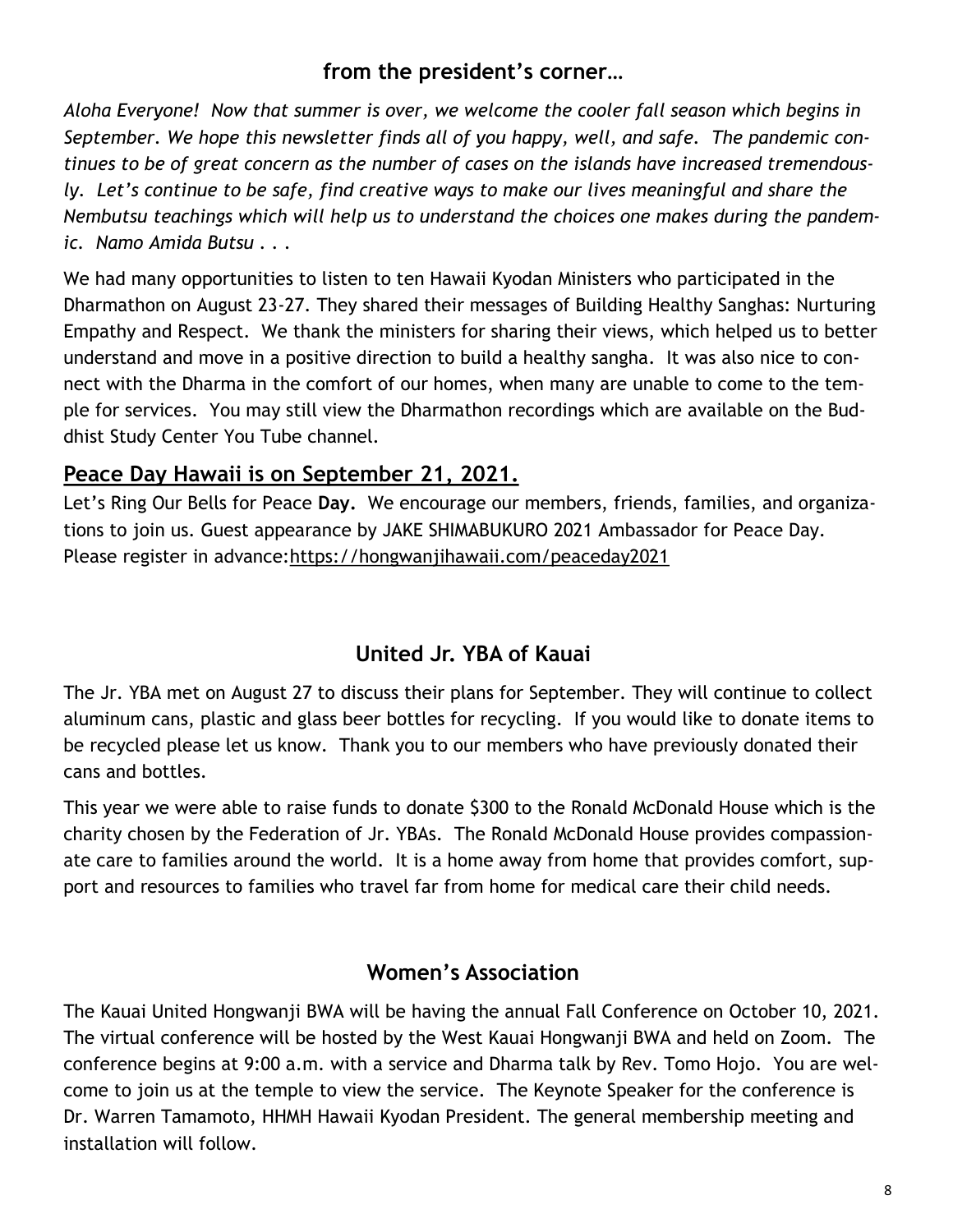## from the president's corner…

*Aloha Everyone! Now that summer is over, we welcome the cooler fall season which begins in September. We hope this newsletter finds all of you happy, well, and safe. The pandemic continues to be of great concern as the number of cases on the islands have increased tremendously. Let's continue to be safe, find creative ways to make our lives meaningful and share the Nembutsu teachings which will help us to understand the choices one makes during the pandemic. Namo Amida Butsu . . .*

We had many opportunities to listen to ten Hawaii Kyodan Ministers who participated in the Dharmathon on August 23-27. They shared their messages of Building Healthy Sanghas: Nurturing Empathy and Respect. We thank the ministers for sharing their views, which helped us to better understand and move in a positive direction to build a healthy sangha. It was also nice to connect with the Dharma in the comfort of our homes, when many are unable to come to the temple for services. You may still view the Dharmathon recordings which are available on the Buddhist Study Center You Tube channel.

### Peace Day Hawaii is on September 21, 2021.

Let's Ring Our Bells for Peace **Day.** We encourage our members, friends, families, and organizations to join us. Guest appearance by JAKE SHIMABUKURO 2021 Ambassador for Peace Day. Please register in advance:https://hongwanjihawaii.com/peaceday2021

## United Jr. YBA of Kauai

The Jr. YBA met on August 27 to discuss their plans for September. They will continue to collect aluminum cans, plastic and glass beer bottles for recycling. If you would like to donate items to be recycled please let us know. Thank you to our members who have previously donated their cans and bottles.

This year we were able to raise funds to donate $300 to the Ronald McDonald House which is the charity chosen by the Federation of Jr. YBAs. The Ronald McDonald House provides compassionate care to families around the world. It is a home away from home that provides comfort, support and resources to families who travel far from home for medical care their child needs.

## Women's Association

The Kauai United Hongwanji BWA will be having the annual Fall Conference on October 10, 2021. The virtual conference will be hosted by the West Kauai Hongwanji BWA and held on Zoom. The conference begins at 9:00 a.m. with a service and Dharma talk by Rev. Tomo Hojo. You are welcome to join us at the temple to view the service. The Keynote Speaker for the conference is Dr. Warren Tamamoto, HHMH Hawaii Kyodan President. The general membership meeting and installation will follow.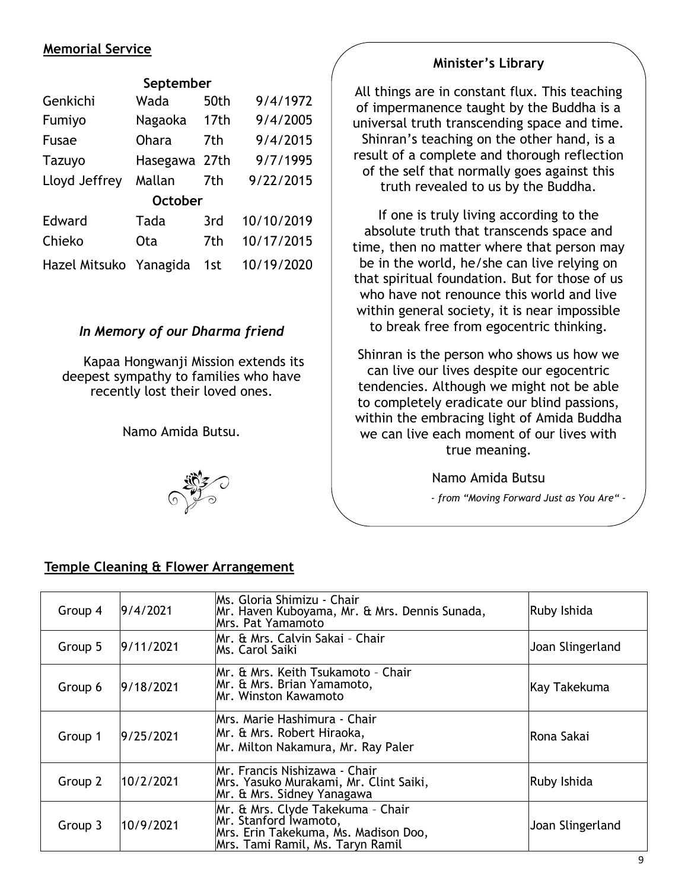## Memorial Service

| | September | | |
|---|---|---|---|
| Genkichi | Wada | 50th | 9/4/1972 |
| Fumiyo | Nagaoka | 17th | 9/4/2005 |
| Fusae | Ohara | 7th | 9/4/2015 |
| Tazuyo | Hasegawa | 27th | 9/7/1995 |
| Lloyd Jeffrey | Mallan | 7th | 9/22/2015 |
| | **October** | | |
| Edward | Tada | 3rd | 10/10/2019 |
| Chieko | Ota | 7th | 10/17/2015 |
| Hazel Mitsuko | Yanagida | 1st | 10/19/2020 |

### *In Memory of our Dharma friend*

Kapaa Hongwanji Mission extends its deepest sympathy to families who have recently lost their loved ones.

Namo Amida Butsu.

### Minister's Library

All things are in constant flux. This teaching of impermanence taught by the Buddha is a universal truth transcending space and time. Shinran's teaching on the other hand, is a result of a complete and thorough reflection of the self that normally goes against this truth revealed to us by the Buddha.

If one is truly living according to the absolute truth that transcends space and time, then no matter where that person may be in the world, he/she can live relying on that spiritual foundation. But for those of us who have not renounce this world and live within general society, it is near impossible to break free from egocentric thinking.

Shinran is the person who shows us how we can live our lives despite our egocentric tendencies. Although we might not be able to completely eradicate our blind passions, within the embracing light of Amida Buddha we can live each moment of our lives with true meaning.

Namo Amida Butsu

*- from "Moving Forward Just as You Are" -*

## Temple Cleaning & Flower Arrangement

| Group | Date | Members | Flowers |
|---|---|---|---|
| Group 4 | 9/4/2021 | Ms. Gloria Shimizu - Chair<br>Mr. Haven Kuboyama, Mr. & Mrs. Dennis Sunada,<br>Mrs. Pat Yamamoto | Ruby Ishida |
| Group 5 | 9/11/2021 | Mr. & Mrs. Calvin Sakai – Chair<br>Ms. Carol Saiki | Joan Slingerland |
| Group 6 | 9/18/2021 | Mr. & Mrs. Keith Tsukamoto – Chair<br>Mr. & Mrs. Brian Yamamoto,<br>Mr. Winston Kawamoto | Kay Takekuma |
| Group 1 | 9/25/2021 | Mrs. Marie Hashimura - Chair<br>Mr. & Mrs. Robert Hiraoka,<br>Mr. Milton Nakamura, Mr. Ray Paler | Rona Sakai |
| Group 2 | 10/2/2021 | Mr. Francis Nishizawa - Chair<br>Mrs. Yasuko Murakami, Mr. Clint Saiki,<br>Mr. & Mrs. Sidney Yanagawa | Ruby Ishida |
| Group 3 | 10/9/2021 | Mr. & Mrs. Clyde Takekuma – Chair<br>Mr. Stanford Iwamoto,<br>Mrs. Erin Takekuma, Ms. Madison Doo,<br>Mrs. Tami Ramil, Ms. Taryn Ramil | Joan Slingerland |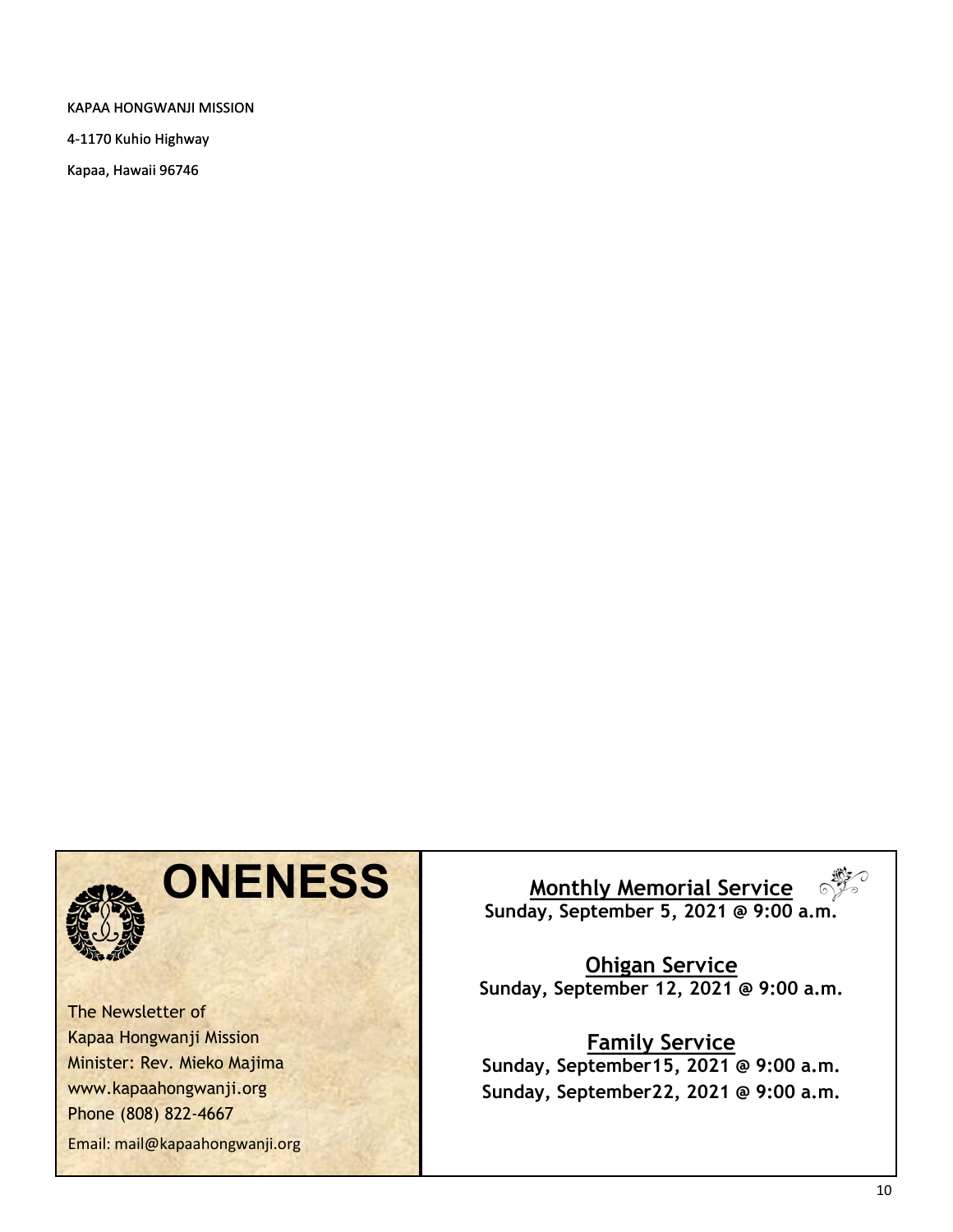KAPAA HONGWANJI MISSION

4-1170 Kuhio Highway

Kapaa, Hawaii 96746

# ONENESS

The Newsletter of
Kapaa Hongwanji Mission
Minister: Rev. Mieko Majima
www.kapaahongwanji.org
Phone (808) 822-4667
Email: mail@kapaahongwanji.org

**Monthly Memorial Service**
**Sunday, September 5, 2021 @ 9:00 a.m.**

**Ohigan Service**
**Sunday, September 12, 2021 @ 9:00 a.m.**

**Family Service**
**Sunday, September15, 2021 @ 9:00 a.m.**
**Sunday, September22, 2021 @ 9:00 a.m.**